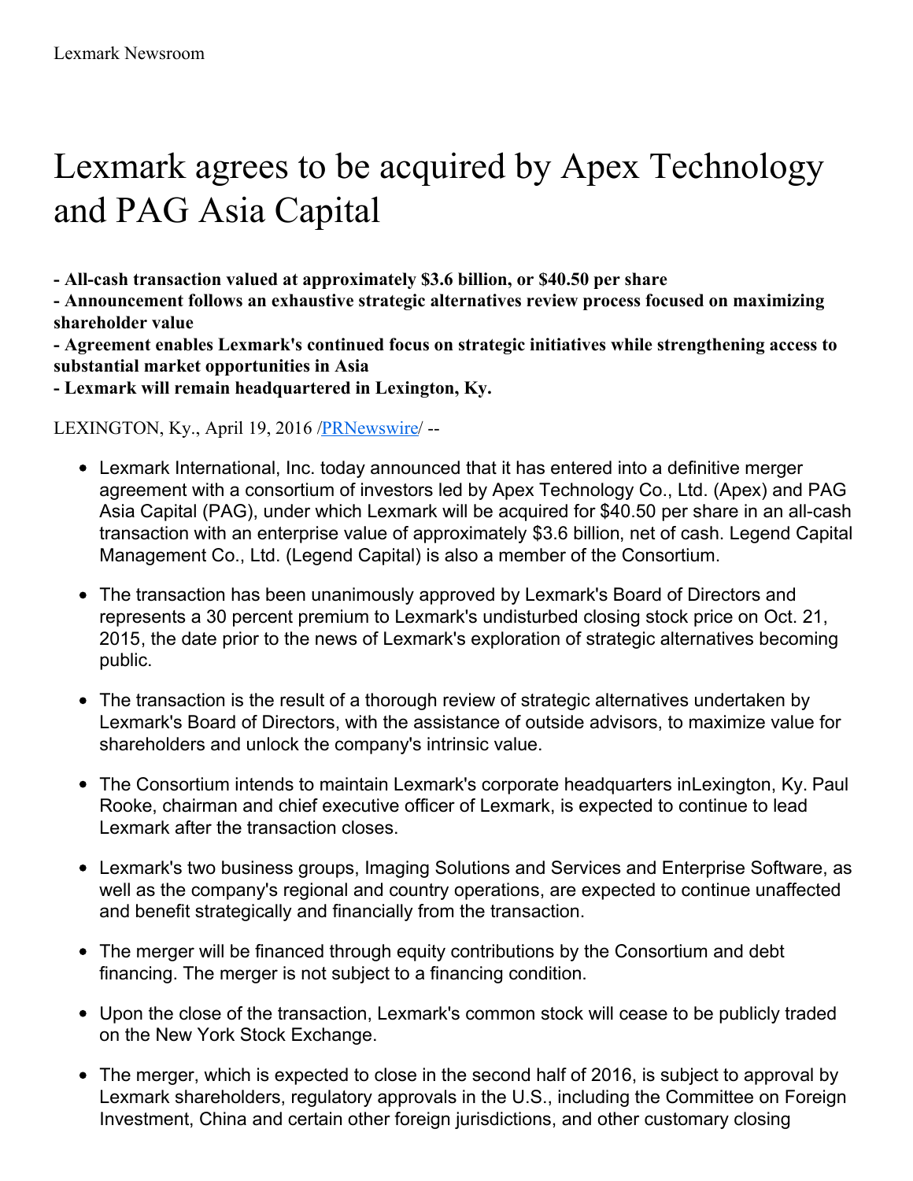Lexmark Newsroom

# Lexmark agrees to be acquired by Apex Technology and PAG Asia Capital

**- All-cash transaction valued at approximately $3.6 billion, or $40.50 per share**
**- Announcement follows an exhaustive strategic alternatives review process focused on maximizing shareholder value**
**- Agreement enables Lexmark's continued focus on strategic initiatives while strengthening access to substantial market opportunities in Asia**
**- Lexmark will remain headquartered in Lexington, Ky.**

LEXINGTON, Ky., April 19, 2016 /PRNewswire/ --

- Lexmark International, Inc. today announced that it has entered into a definitive merger agreement with a consortium of investors led by Apex Technology Co., Ltd. (Apex) and PAG Asia Capital (PAG), under which Lexmark will be acquired for $40.50 per share in an all-cash transaction with an enterprise value of approximately $3.6 billion, net of cash. Legend Capital Management Co., Ltd. (Legend Capital) is also a member of the Consortium.
- The transaction has been unanimously approved by Lexmark's Board of Directors and represents a 30 percent premium to Lexmark's undisturbed closing stock price on Oct. 21, 2015, the date prior to the news of Lexmark's exploration of strategic alternatives becoming public.
- The transaction is the result of a thorough review of strategic alternatives undertaken by Lexmark's Board of Directors, with the assistance of outside advisors, to maximize value for shareholders and unlock the company's intrinsic value.
- The Consortium intends to maintain Lexmark's corporate headquarters inLexington, Ky. Paul Rooke, chairman and chief executive officer of Lexmark, is expected to continue to lead Lexmark after the transaction closes.
- Lexmark's two business groups, Imaging Solutions and Services and Enterprise Software, as well as the company's regional and country operations, are expected to continue unaffected and benefit strategically and financially from the transaction.
- The merger will be financed through equity contributions by the Consortium and debt financing. The merger is not subject to a financing condition.
- Upon the close of the transaction, Lexmark's common stock will cease to be publicly traded on the New York Stock Exchange.
- The merger, which is expected to close in the second half of 2016, is subject to approval by Lexmark shareholders, regulatory approvals in the U.S., including the Committee on Foreign Investment, China and certain other foreign jurisdictions, and other customary closing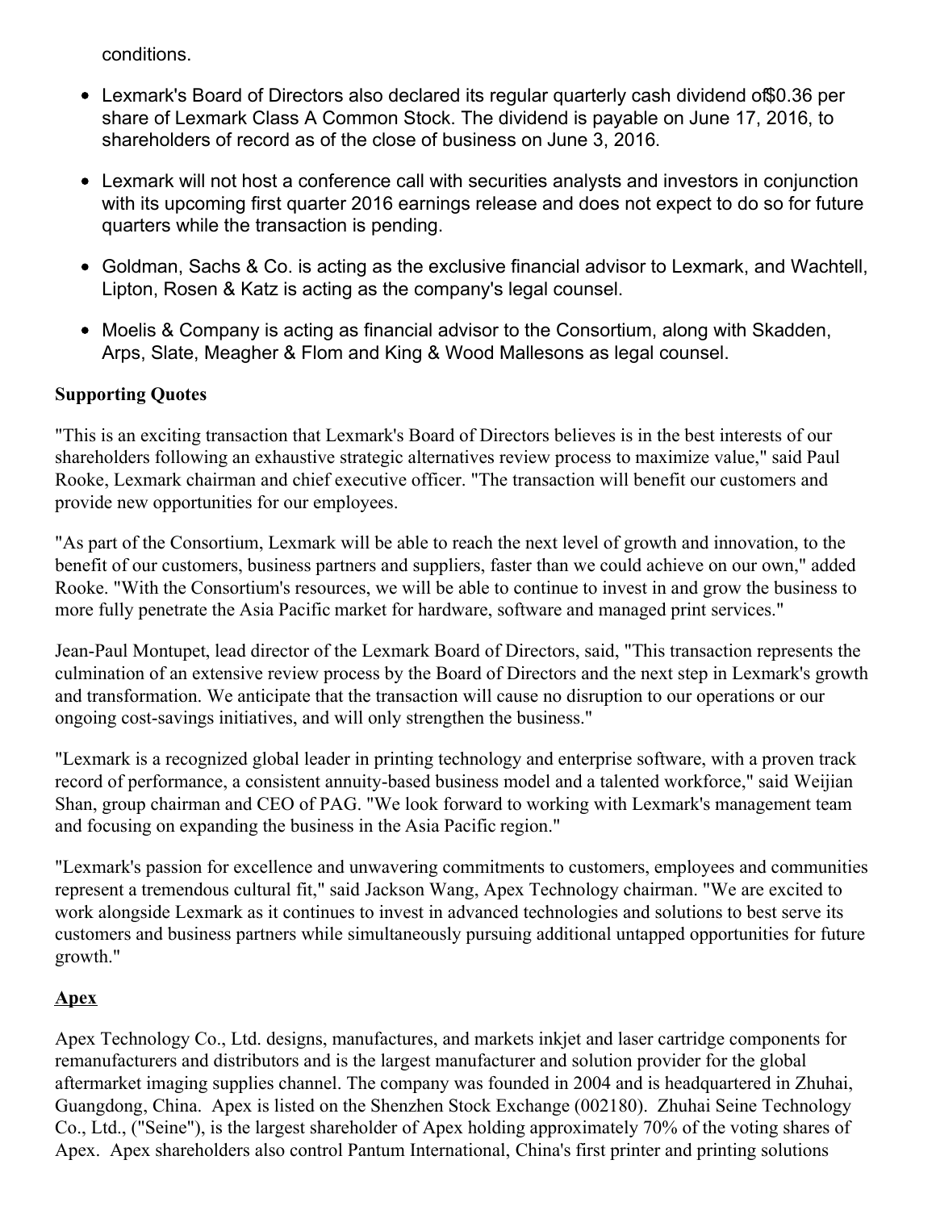conditions.

- Lexmark's Board of Directors also declared its regular quarterly cash dividend of $0.36 per share of Lexmark Class A Common Stock. The dividend is payable on June 17, 2016, to shareholders of record as of the close of business on June 3, 2016.
- Lexmark will not host a conference call with securities analysts and investors in conjunction with its upcoming first quarter 2016 earnings release and does not expect to do so for future quarters while the transaction is pending.
- Goldman, Sachs & Co. is acting as the exclusive financial advisor to Lexmark, and Wachtell, Lipton, Rosen & Katz is acting as the company's legal counsel.
- Moelis & Company is acting as financial advisor to the Consortium, along with Skadden, Arps, Slate, Meagher & Flom and King & Wood Mallesons as legal counsel.

**Supporting Quotes**

"This is an exciting transaction that Lexmark's Board of Directors believes is in the best interests of our shareholders following an exhaustive strategic alternatives review process to maximize value," said Paul Rooke, Lexmark chairman and chief executive officer. "The transaction will benefit our customers and provide new opportunities for our employees.

"As part of the Consortium, Lexmark will be able to reach the next level of growth and innovation, to the benefit of our customers, business partners and suppliers, faster than we could achieve on our own," added Rooke. "With the Consortium's resources, we will be able to continue to invest in and grow the business to more fully penetrate the Asia Pacific market for hardware, software and managed print services."

Jean-Paul Montupet, lead director of the Lexmark Board of Directors, said, "This transaction represents the culmination of an extensive review process by the Board of Directors and the next step in Lexmark's growth and transformation. We anticipate that the transaction will cause no disruption to our operations or our ongoing cost-savings initiatives, and will only strengthen the business."

"Lexmark is a recognized global leader in printing technology and enterprise software, with a proven track record of performance, a consistent annuity-based business model and a talented workforce," said Weijian Shan, group chairman and CEO of PAG. "We look forward to working with Lexmark's management team and focusing on expanding the business in the Asia Pacific region."

"Lexmark's passion for excellence and unwavering commitments to customers, employees and communities represent a tremendous cultural fit," said Jackson Wang, Apex Technology chairman. "We are excited to work alongside Lexmark as it continues to invest in advanced technologies and solutions to best serve its customers and business partners while simultaneously pursuing additional untapped opportunities for future growth."

**Apex**

Apex Technology Co., Ltd. designs, manufactures, and markets inkjet and laser cartridge components for remanufacturers and distributors and is the largest manufacturer and solution provider for the global aftermarket imaging supplies channel. The company was founded in 2004 and is headquartered in Zhuhai, Guangdong, China. Apex is listed on the Shenzhen Stock Exchange (002180). Zhuhai Seine Technology Co., Ltd., ("Seine"), is the largest shareholder of Apex holding approximately 70% of the voting shares of Apex. Apex shareholders also control Pantum International, China's first printer and printing solutions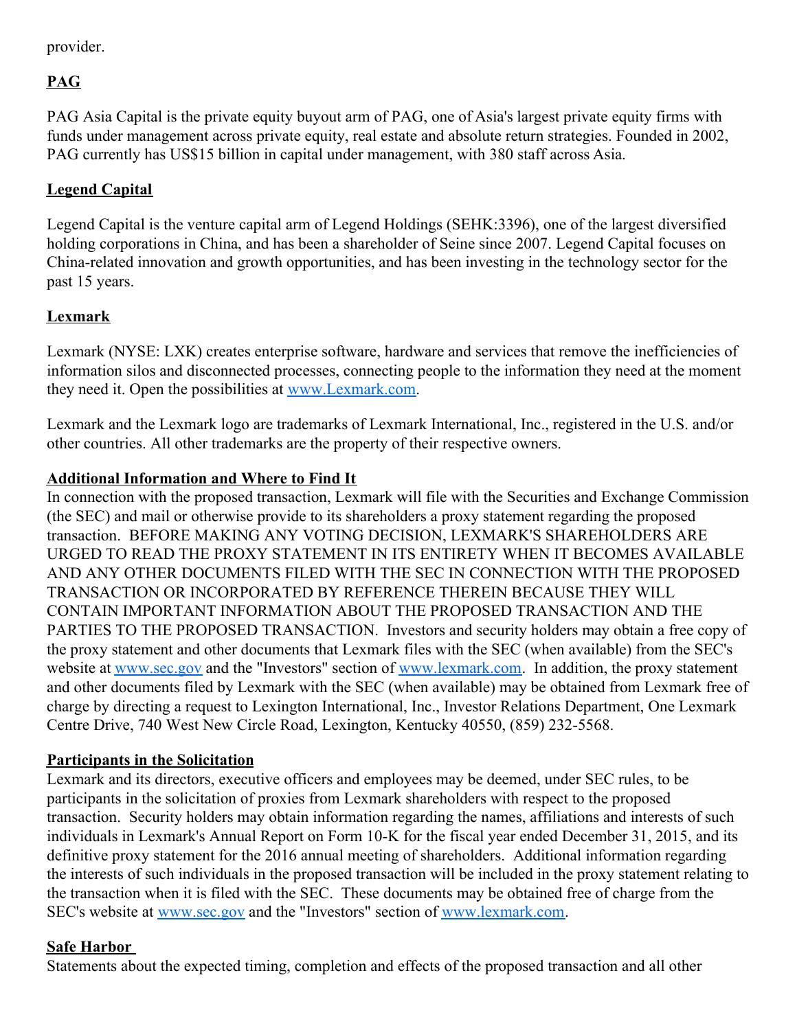provider.

## PAG

PAG Asia Capital is the private equity buyout arm of PAG, one of Asia's largest private equity firms with funds under management across private equity, real estate and absolute return strategies. Founded in 2002, PAG currently has US$15 billion in capital under management, with 380 staff across Asia.

## Legend Capital

Legend Capital is the venture capital arm of Legend Holdings (SEHK:3396), one of the largest diversified holding corporations in China, and has been a shareholder of Seine since 2007. Legend Capital focuses on China-related innovation and growth opportunities, and has been investing in the technology sector for the past 15 years.

## Lexmark

Lexmark (NYSE: LXK) creates enterprise software, hardware and services that remove the inefficiencies of information silos and disconnected processes, connecting people to the information they need at the moment they need it. Open the possibilities at [www.Lexmark.com](http://www.Lexmark.com).

Lexmark and the Lexmark logo are trademarks of Lexmark International, Inc., registered in the U.S. and/or other countries. All other trademarks are the property of their respective owners.

## Additional Information and Where to Find It

In connection with the proposed transaction, Lexmark will file with the Securities and Exchange Commission (the SEC) and mail or otherwise provide to its shareholders a proxy statement regarding the proposed transaction. BEFORE MAKING ANY VOTING DECISION, LEXMARK'S SHAREHOLDERS ARE URGED TO READ THE PROXY STATEMENT IN ITS ENTIRETY WHEN IT BECOMES AVAILABLE AND ANY OTHER DOCUMENTS FILED WITH THE SEC IN CONNECTION WITH THE PROPOSED TRANSACTION OR INCORPORATED BY REFERENCE THEREIN BECAUSE THEY WILL CONTAIN IMPORTANT INFORMATION ABOUT THE PROPOSED TRANSACTION AND THE PARTIES TO THE PROPOSED TRANSACTION. Investors and security holders may obtain a free copy of the proxy statement and other documents that Lexmark files with the SEC (when available) from the SEC's website at [www.sec.gov](http://www.sec.gov) and the "Investors" section of [www.lexmark.com](http://www.lexmark.com). In addition, the proxy statement and other documents filed by Lexmark with the SEC (when available) may be obtained from Lexmark free of charge by directing a request to Lexington International, Inc., Investor Relations Department, One Lexmark Centre Drive, 740 West New Circle Road, Lexington, Kentucky 40550, (859) 232-5568.

## Participants in the Solicitation

Lexmark and its directors, executive officers and employees may be deemed, under SEC rules, to be participants in the solicitation of proxies from Lexmark shareholders with respect to the proposed transaction. Security holders may obtain information regarding the names, affiliations and interests of such individuals in Lexmark's Annual Report on Form 10-K for the fiscal year ended December 31, 2015, and its definitive proxy statement for the 2016 annual meeting of shareholders. Additional information regarding the interests of such individuals in the proposed transaction will be included in the proxy statement relating to the transaction when it is filed with the SEC. These documents may be obtained free of charge from the SEC's website at [www.sec.gov](http://www.sec.gov) and the "Investors" section of [www.lexmark.com](http://www.lexmark.com).

## Safe Harbor

Statements about the expected timing, completion and effects of the proposed transaction and all other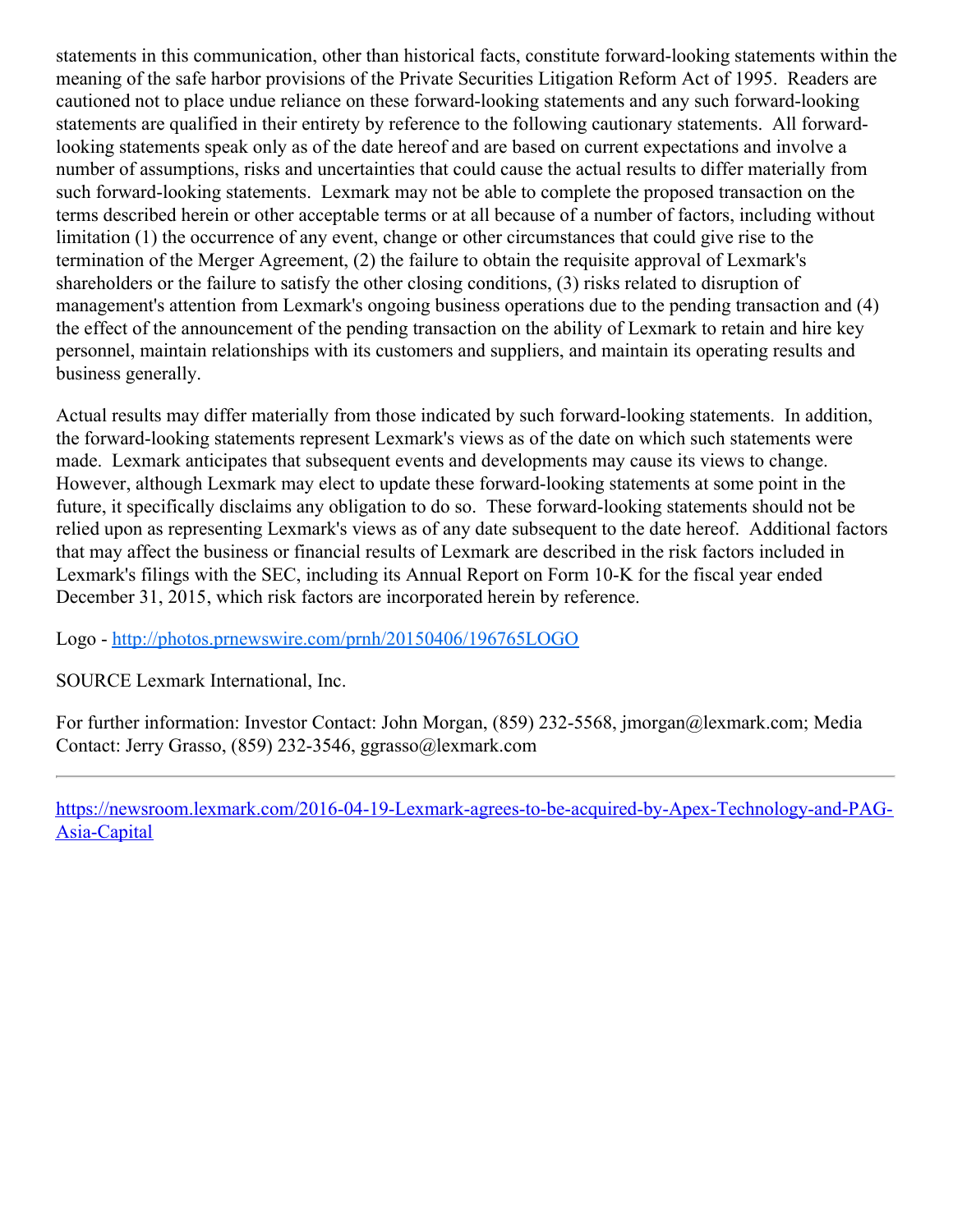statements in this communication, other than historical facts, constitute forward-looking statements within the meaning of the safe harbor provisions of the Private Securities Litigation Reform Act of 1995. Readers are cautioned not to place undue reliance on these forward-looking statements and any such forward-looking statements are qualified in their entirety by reference to the following cautionary statements. All forward-looking statements speak only as of the date hereof and are based on current expectations and involve a number of assumptions, risks and uncertainties that could cause the actual results to differ materially from such forward-looking statements. Lexmark may not be able to complete the proposed transaction on the terms described herein or other acceptable terms or at all because of a number of factors, including without limitation (1) the occurrence of any event, change or other circumstances that could give rise to the termination of the Merger Agreement, (2) the failure to obtain the requisite approval of Lexmark's shareholders or the failure to satisfy the other closing conditions, (3) risks related to disruption of management's attention from Lexmark's ongoing business operations due to the pending transaction and (4) the effect of the announcement of the pending transaction on the ability of Lexmark to retain and hire key personnel, maintain relationships with its customers and suppliers, and maintain its operating results and business generally.

Actual results may differ materially from those indicated by such forward-looking statements. In addition, the forward-looking statements represent Lexmark's views as of the date on which such statements were made. Lexmark anticipates that subsequent events and developments may cause its views to change. However, although Lexmark may elect to update these forward-looking statements at some point in the future, it specifically disclaims any obligation to do so. These forward-looking statements should not be relied upon as representing Lexmark's views as of any date subsequent to the date hereof. Additional factors that may affect the business or financial results of Lexmark are described in the risk factors included in Lexmark's filings with the SEC, including its Annual Report on Form 10-K for the fiscal year ended December 31, 2015, which risk factors are incorporated herein by reference.

Logo - [http://photos.prnewswire.com/prnh/20150406/196765LOGO](http://photos.prnewswire.com/prnh/20150406/196765LOGO)

SOURCE Lexmark International, Inc.

For further information: Investor Contact: John Morgan, (859) 232-5568, jmorgan@lexmark.com; Media Contact: Jerry Grasso, (859) 232-3546, ggrasso@lexmark.com

---

[https://newsroom.lexmark.com/2016-04-19-Lexmark-agrees-to-be-acquired-by-Apex-Technology-and-PAG-Asia-Capital](https://newsroom.lexmark.com/2016-04-19-Lexmark-agrees-to-be-acquired-by-Apex-Technology-and-PAG-Asia-Capital)